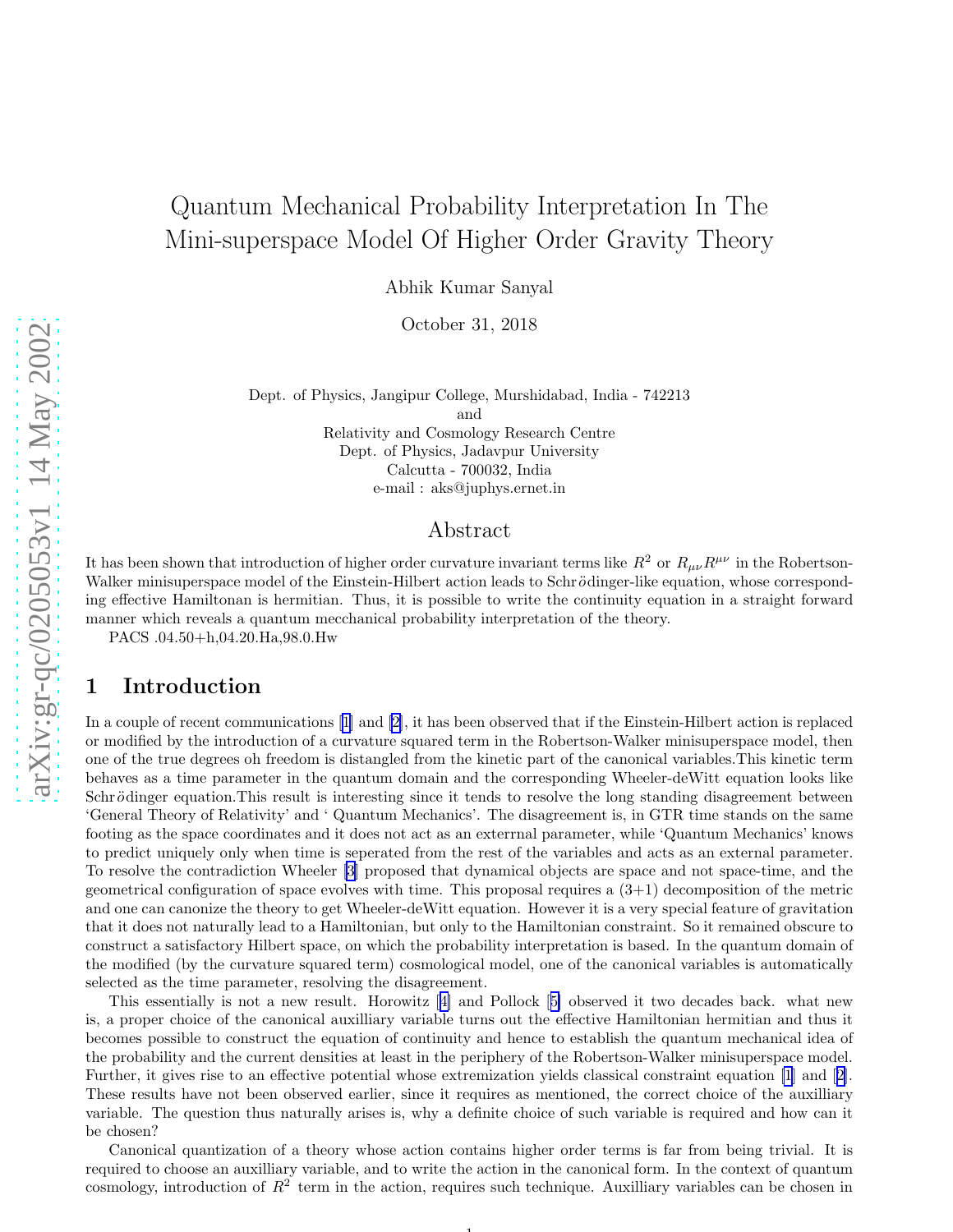// Quantum Mechanical Probability Interpretation In The Mini-superspace Model Of Higher Order Gravity Theory

Abhik Kumar Sanyal

October 31, 2018

Dept. of Physics, Jangipur College, Murshidabad, India - 742213
and
Relativity and Cosmology Research Centre
Dept. of Physics, Jadavpur University
Calcutta - 700032, India
e-mail : aks@juphys.ernet.in

## Abstract

It has been shown that introduction of higher order curvature invariant terms like $R^2$ or $R_{\mu\nu}R^{\mu\nu}$ in the Robertson-Walker minisuperspace model of the Einstein-Hilbert action leads to Schrödinger-like equation, whose corresponding effective Hamiltonan is hermitian. Thus, it is possible to write the continuity equation in a straight forward manner which reveals a quantum mecchanical probability interpretation of the theory.

PACS .04.50+h,04.20.Ha,98.0.Hw

## 1 Introduction

In a couple of recent communications [1] and [2], it has been observed that if the Einstein-Hilbert action is replaced or modified by the introduction of a curvature squared term in the Robertson-Walker minisuperspace model, then one of the true degrees oh freedom is distangled from the kinetic part of the canonical variables.This kinetic term behaves as a time parameter in the quantum domain and the corresponding Wheeler-deWitt equation looks like Schrödinger equation.This result is interesting since it tends to resolve the long standing disagreement between 'General Theory of Relativity' and ' Quantum Mechanics'. The disagreement is, in GTR time stands on the same footing as the space coordinates and it does not act as an exterrnal parameter, while 'Quantum Mechanics' knows to predict uniquely only when time is seperated from the rest of the variables and acts as an external parameter. To resolve the contradiction Wheeler [3] proposed that dynamical objects are space and not space-time, and the geometrical configuration of space evolves with time. This proposal requires a (3+1) decomposition of the metric and one can canonize the theory to get Wheeler-deWitt equation. However it is a very special feature of gravitation that it does not naturally lead to a Hamiltonian, but only to the Hamiltonian constraint. So it remained obscure to construct a satisfactory Hilbert space, on which the probability interpretation is based. In the quantum domain of the modified (by the curvature squared term) cosmological model, one of the canonical variables is automatically selected as the time parameter, resolving the disagreement.

This essentially is not a new result. Horowitz [4] and Pollock [5] observed it two decades back. what new is, a proper choice of the canonical auxilliary variable turns out the effective Hamiltonian hermitian and thus it becomes possible to construct the equation of continuity and hence to establish the quantum mechanical idea of the probability and the current densities at least in the periphery of the Robertson-Walker minisuperspace model. Further, it gives rise to an effective potential whose extremization yields classical constraint equation [1] and [2]. These results have not been observed earlier, since it requires as mentioned, the correct choice of the auxilliary variable. The question thus naturally arises is, why a definite choice of such variable is required and how can it be chosen?

Canonical quantization of a theory whose action contains higher order terms is far from being trivial. It is required to choose an auxilliary variable, and to write the action in the canonical form. In the context of quantum cosmology, introduction of $R^2$ term in the action, requires such technique. Auxilliary variables can be chosen in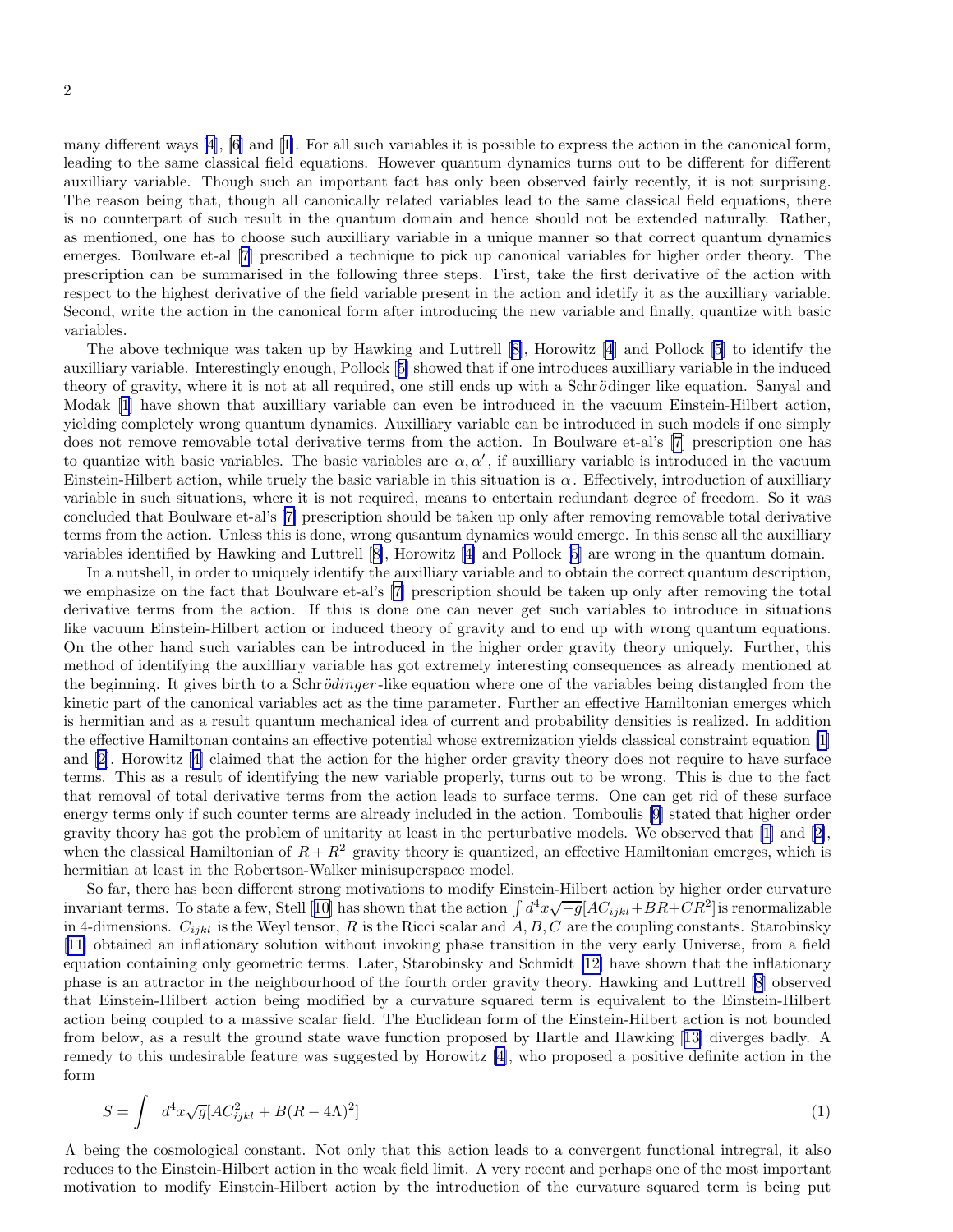many different ways [4], [6] and [1]. For all such variables it is possible to express the action in the canonical form, leading to the same classical field equations. However quantum dynamics turns out to be different for different auxilliary variable. Though such an important fact has only been observed fairly recently, it is not surprising. The reason being that, though all canonically related variables lead to the same classical field equations, there is no counterpart of such result in the quantum domain and hence should not be extended naturally. Rather, as mentioned, one has to choose such auxilliary variable in a unique manner so that correct quantum dynamics emerges. Boulware et-al [7] prescribed a technique to pick up canonical variables for higher order theory. The prescription can be summarised in the following three steps. First, take the first derivative of the action with respect to the highest derivative of the field variable present in the action and idetify it as the auxilliary variable. Second, write the action in the canonical form after introducing the new variable and finally, quantize with basic variables.

The above technique was taken up by Hawking and Luttrell [8], Horowitz [4] and Pollock [5] to identify the auxilliary variable. Interestingly enough, Pollock [5] showed that if one introduces auxilliary variable in the induced theory of gravity, where it is not at all required, one still ends up with a Schr*ö*dinger like equation. Sanyal and Modak [1] have shown that auxilliary variable can even be introduced in the vacuum Einstein-Hilbert action, yielding completely wrong quantum dynamics. Auxilliary variable can be introduced in such models if one simply does not remove removable total derivative terms from the action. In Boulware et-al's [7] prescription one has to quantize with basic variables. The basic variables are $\alpha, \alpha'$, if auxilliary variable is introduced in the vacuum Einstein-Hilbert action, while truely the basic variable in this situation is $\alpha$. Effectively, introduction of auxilliary variable in such situations, where it is not required, means to entertain redundant degree of freedom. So it was concluded that Boulware et-al's [7] prescription should be taken up only after removing removable total derivative terms from the action. Unless this is done, wrong qusantum dynamics would emerge. In this sense all the auxilliary variables identified by Hawking and Luttrell [8], Horowitz [4] and Pollock [5] are wrong in the quantum domain.

In a nutshell, in order to uniquely identify the auxilliary variable and to obtain the correct quantum description, we emphasize on the fact that Boulware et-al's [7] prescription should be taken up only after removing the total derivative terms from the action. If this is done one can never get such variables to introduce in situations like vacuum Einstein-Hilbert action or induced theory of gravity and to end up with wrong quantum equations. On the other hand such variables can be introduced in the higher order gravity theory uniquely. Further, this method of identifying the auxilliary variable has got extremely interesting consequences as already mentioned at the beginning. It gives birth to a Schr*ödinger*-like equation where one of the variables being distangled from the kinetic part of the canonical variables act as the time parameter. Further an effective Hamiltonian emerges which is hermitian and as a result quantum mechanical idea of current and probability densities is realized. In addition the effective Hamiltonan contains an effective potential whose extremization yields classical constraint equation [1] and [2]. Horowitz [4] claimed that the action for the higher order gravity theory does not require to have surface terms. This as a result of identifying the new variable properly, turns out to be wrong. This is due to the fact that removal of total derivative terms from the action leads to surface terms. One can get rid of these surface energy terms only if such counter terms are already included in the action. Tomboulis [9] stated that higher order gravity theory has got the problem of unitarity at least in the perturbative models. We observed that [1] and [2], when the classical Hamiltonian of $R+R^2$ gravity theory is quantized, an effective Hamiltonian emerges, which is hermitian at least in the Robertson-Walker minisuperspace model.

So far, there has been different strong motivations to modify Einstein-Hilbert action by higher order curvature invariant terms. To state a few, Stell [10] has shown that the action $\int d^4x\sqrt{-g}[AC_{ijkl}+BR+CR^2]$ is renormalizable in 4-dimensions. $C_{ijkl}$ is the Weyl tensor, $R$ is the Ricci scalar and $A, B, C$ are the coupling constants. Starobinsky [11] obtained an inflationary solution without invoking phase transition in the very early Universe, from a field equation containing only geometric terms. Later, Starobinsky and Schmidt [12] have shown that the inflationary phase is an attractor in the neighbourhood of the fourth order gravity theory. Hawking and Luttrell [8] observed that Einstein-Hilbert action being modified by a curvature squared term is equivalent to the Einstein-Hilbert action being coupled to a massive scalar field. The Euclidean form of the Einstein-Hilbert action is not bounded from below, as a result the ground state wave function proposed by Hartle and Hawking [13] diverges badly. A remedy to this undesirable feature was suggested by Horowitz [4], who proposed a positive definite action in the form

$$S = \int d^4x\sqrt{g}[AC_{ijkl}^2 + B(R-4\Lambda)^2] \tag{1}$$

$\Lambda$ being the cosmological constant. Not only that this action leads to a convergent functional intregral, it also reduces to the Einstein-Hilbert action in the weak field limit. A very recent and perhaps one of the most important motivation to modify Einstein-Hilbert action by the introduction of the curvature squared term is being put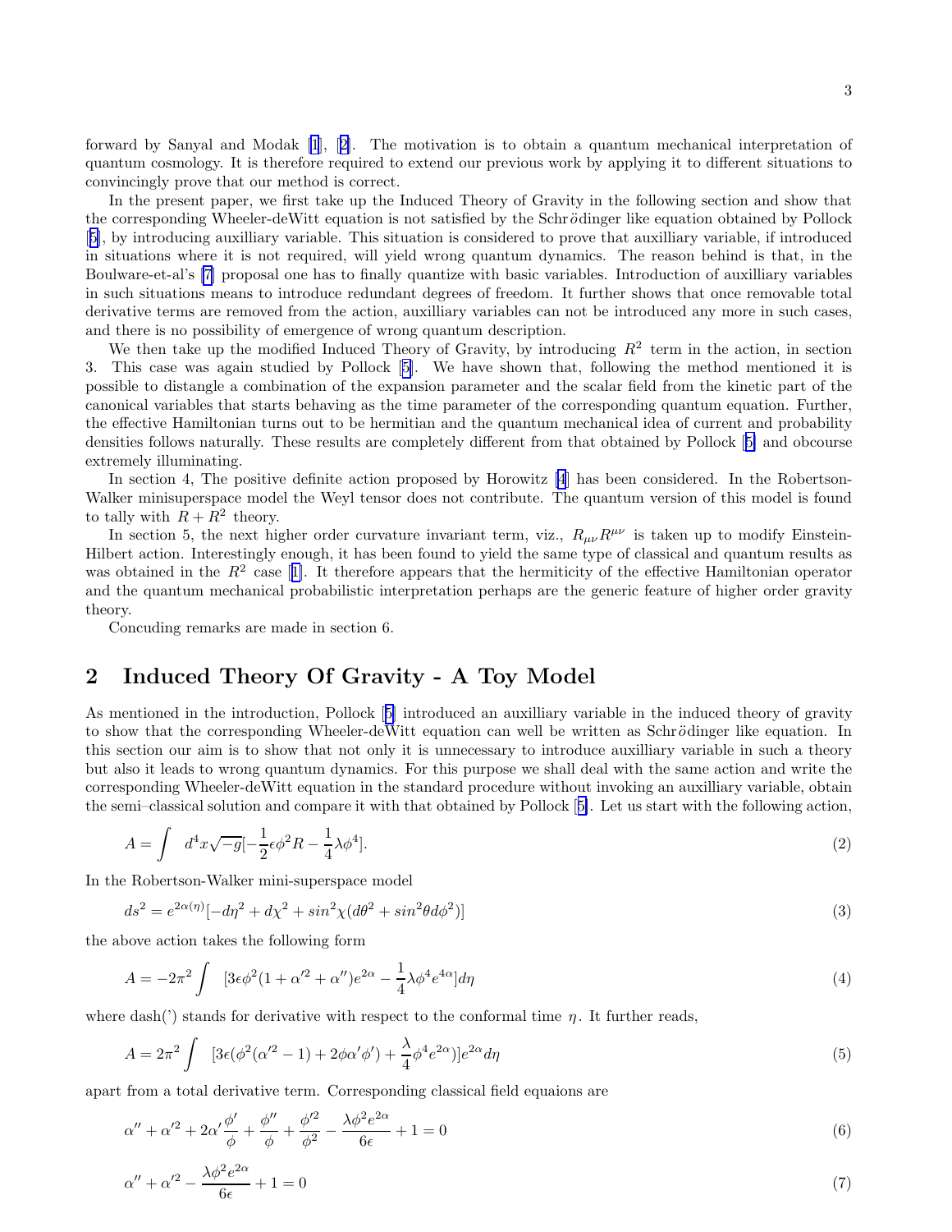forward by Sanyal and Modak [1], [2]. The motivation is to obtain a quantum mechanical interpretation of quantum cosmology. It is therefore required to extend our previous work by applying it to different situations to convincingly prove that our method is correct.

In the present paper, we first take up the Induced Theory of Gravity in the following section and show that the corresponding Wheeler-deWitt equation is not satisfied by the Schrödinger like equation obtained by Pollock [5], by introducing auxilliary variable. This situation is considered to prove that auxilliary variable, if introduced in situations where it is not required, will yield wrong quantum dynamics. The reason behind is that, in the Boulware-et-al's [7] proposal one has to finally quantize with basic variables. Introduction of auxilliary variables in such situations means to introduce redundant degrees of freedom. It further shows that once removable total derivative terms are removed from the action, auxilliary variables can not be introduced any more in such cases, and there is no possibility of emergence of wrong quantum description.

We then take up the modified Induced Theory of Gravity, by introducing $R^2$ term in the action, in section 3. This case was again studied by Pollock [5]. We have shown that, following the method mentioned it is possible to distangle a combination of the expansion parameter and the scalar field from the kinetic part of the canonical variables that starts behaving as the time parameter of the corresponding quantum equation. Further, the effective Hamiltonian turns out to be hermitian and the quantum mechanical idea of current and probability densities follows naturally. These results are completely different from that obtained by Pollock [5] and obcourse extremely illuminating.

In section 4, The positive definite action proposed by Horowitz [4] has been considered. In the Robertson-Walker minisuperspace model the Weyl tensor does not contribute. The quantum version of this model is found to tally with $R + R^2$ theory.

In section 5, the next higher order curvature invariant term, viz., $R_{\mu\nu}R^{\mu\nu}$ is taken up to modify Einstein-Hilbert action. Interestingly enough, it has been found to yield the same type of classical and quantum results as was obtained in the $R^2$ case [1]. It therefore appears that the hermiticity of the effective Hamiltonian operator and the quantum mechanical probabilistic interpretation perhaps are the generic feature of higher order gravity theory.

Concuding remarks are made in section 6.

## 2 Induced Theory Of Gravity - A Toy Model

As mentioned in the introduction, Pollock [5] introduced an auxilliary variable in the induced theory of gravity to show that the corresponding Wheeler-deWitt equation can well be written as Schrödinger like equation. In this section our aim is to show that not only it is unnecessary to introduce auxilliary variable in such a theory but also it leads to wrong quantum dynamics. For this purpose we shall deal with the same action and write the corresponding Wheeler-deWitt equation in the standard procedure without invoking an auxilliary variable, obtain the semi–classical solution and compare it with that obtained by Pollock [5]. Let us start with the following action,

$$A = \int d^4x\sqrt{-g}[-\frac{1}{2}\epsilon\phi^2 R - \frac{1}{4}\lambda\phi^4]. \tag{2}$$

In the Robertson-Walker mini-superspace model

$$ds^2 = e^{2\alpha(\eta)}[-d\eta^2 + d\chi^2 + sin^2\chi(d\theta^2 + sin^2\theta d\phi^2)] \tag{3}$$

the above action takes the following form

$$A = -2\pi^2 \int [3\epsilon\phi^2(1 + \alpha'^2 + \alpha'')e^{2\alpha} - \frac{1}{4}\lambda\phi^4 e^{4\alpha}]d\eta \tag{4}$$

where dash(') stands for derivative with respect to the conformal time $\eta$. It further reads,

$$A = 2\pi^2 \int [3\epsilon(\phi^2(\alpha'^2 - 1) + 2\phi\alpha'\phi') + \frac{\lambda}{4}\phi^4 e^{2\alpha})]e^{2\alpha}d\eta \tag{5}$$

apart from a total derivative term. Corresponding classical field equaions are

$$\alpha'' + \alpha'^2 + 2\alpha'\frac{\phi'}{\phi} + \frac{\phi''}{\phi} + \frac{\phi'^2}{\phi^2} - \frac{\lambda\phi^2 e^{2\alpha}}{6\epsilon} + 1 = 0 \tag{6}$$

$$\alpha'' + \alpha'^2 - \frac{\lambda\phi^2 e^{2\alpha}}{6\epsilon} + 1 = 0 \tag{7}$$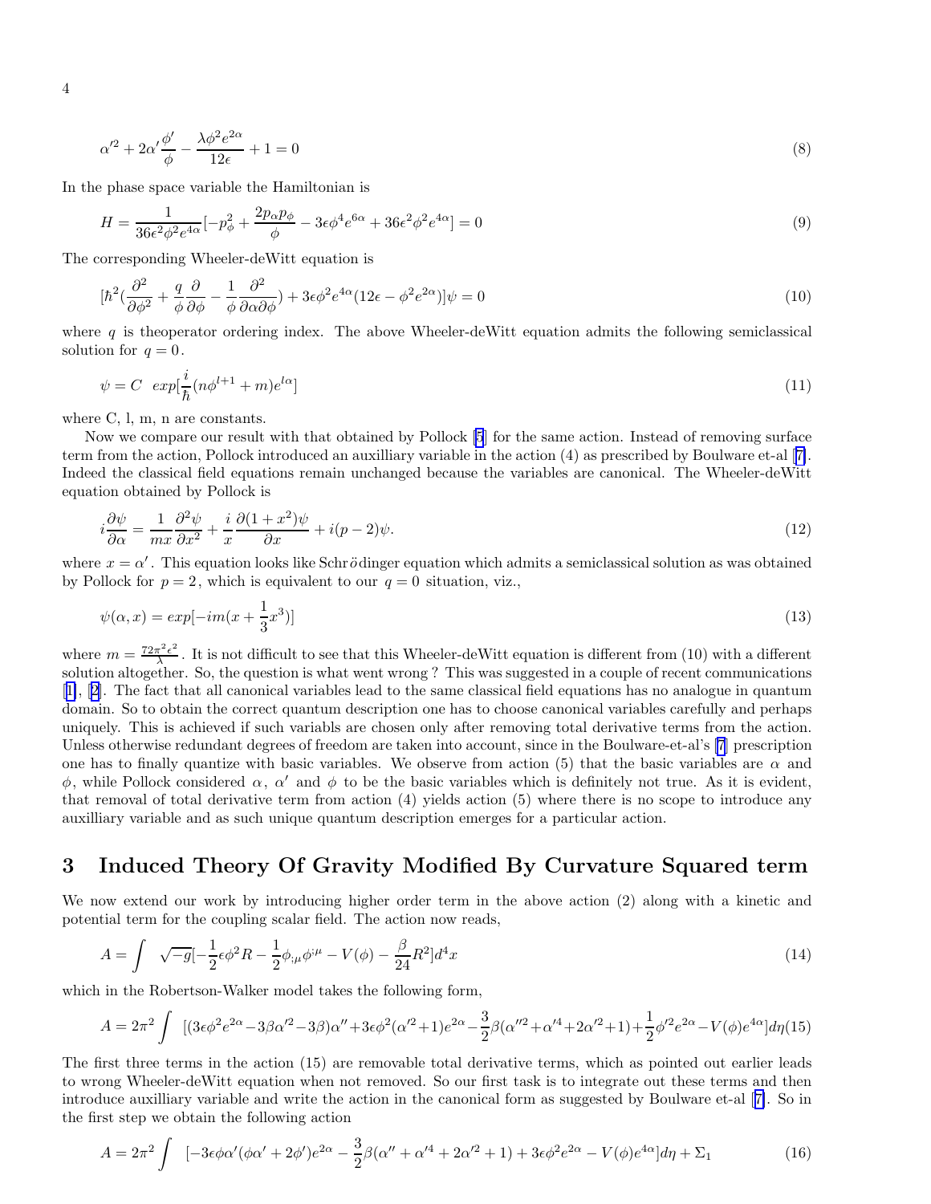$$\alpha'^2 + 2\alpha'\frac{\phi'}{\phi} - \frac{\lambda\phi^2 e^{2\alpha}}{12\epsilon} + 1 = 0 \tag{8}$$

In the phase space variable the Hamiltonian is

$$H = \frac{1}{36\epsilon^2\phi^2 e^{4\alpha}}[-p_\phi^2 + \frac{2p_\alpha p_\phi}{\phi} - 3\epsilon\phi^4 e^{6\alpha} + 36\epsilon^2\phi^2 e^{4\alpha}] = 0 \tag{9}$$

The corresponding Wheeler-deWitt equation is

$$[\hbar^2(\frac{\partial^2}{\partial\phi^2} + \frac{q}{\phi}\frac{\partial}{\partial\phi} - \frac{1}{\phi}\frac{\partial^2}{\partial\alpha\partial\phi}) + 3\epsilon\phi^2 e^{4\alpha}(12\epsilon - \phi^2 e^{2\alpha})]\psi = 0 \tag{10}$$

where $q$ is theoperator ordering index. The above Wheeler-deWitt equation admits the following semiclassical solution for $q = 0$.

$$\psi = C \;\; exp[\frac{i}{\hbar}(n\phi^{l+1} + m)e^{l\alpha}] \tag{11}$$

where C, l, m, n are constants.

Now we compare our result with that obtained by Pollock [5] for the same action. Instead of removing surface term from the action, Pollock introduced an auxilliary variable in the action (4) as prescribed by Boulware et-al [7]. Indeed the classical field equations remain unchanged because the variables are canonical. The Wheeler-deWitt equation obtained by Pollock is

$$i\frac{\partial\psi}{\partial\alpha} = \frac{1}{mx}\frac{\partial^2\psi}{\partial x^2} + \frac{i}{x}\frac{\partial(1+x^2)\psi}{\partial x} + i(p-2)\psi. \tag{12}$$

where $x = \alpha'$. This equation looks like Schrödinger equation which admits a semiclassical solution as was obtained by Pollock for $p = 2$, which is equivalent to our $q = 0$ situation, viz.,

$$\psi(\alpha, x) = exp[-im(x + \frac{1}{3}x^3)] \tag{13}$$

where $m = \frac{72\pi^2\epsilon^2}{\lambda}$. It is not difficult to see that this Wheeler-deWitt equation is different from (10) with a different solution altogether. So, the question is what went wrong ? This was suggested in a couple of recent communications [1], [2]. The fact that all canonical variables lead to the same classical field equations has no analogue in quantum domain. So to obtain the correct quantum description one has to choose canonical variables carefully and perhaps uniquely. This is achieved if such variabls are chosen only after removing total derivative terms from the action. Unless otherwise redundant degrees of freedom are taken into account, since in the Boulware-et-al's [7] prescription one has to finally quantize with basic variables. We observe from action (5) that the basic variables are $\alpha$ and $\phi$, while Pollock considered $\alpha$, $\alpha'$ and $\phi$ to be the basic variables which is definitely not true. As it is evident, that removal of total derivative term from action (4) yields action (5) where there is no scope to introduce any auxilliary variable and as such unique quantum description emerges for a particular action.

## 3 Induced Theory Of Gravity Modified By Curvature Squared term

We now extend our work by introducing higher order term in the above action (2) along with a kinetic and potential term for the coupling scalar field. The action now reads,

$$A = \int \;\; \sqrt{-g}[-\frac{1}{2}\epsilon\phi^2 R - \frac{1}{2}\phi_{;\mu}\phi^{;\mu} - V(\phi) - \frac{\beta}{24}R^2]d^4x \tag{14}$$

which in the Robertson-Walker model takes the following form,

$$A = 2\pi^2 \int \;\; [(3\epsilon\phi^2 e^{2\alpha} - 3\beta\alpha'^2 - 3\beta)\alpha'' + 3\epsilon\phi^2(\alpha'^2+1)e^{2\alpha} - \frac{3}{2}\beta(\alpha''^2 + \alpha'^4 + 2\alpha'^2 + 1) + \frac{1}{2}\phi'^2 e^{2\alpha} - V(\phi)e^{4\alpha}]d\eta \tag{15}$$

The first three terms in the action (15) are removable total derivative terms, which as pointed out earlier leads to wrong Wheeler-deWitt equation when not removed. So our first task is to integrate out these terms and then introduce auxilliary variable and write the action in the canonical form as suggested by Boulware et-al [7]. So in the first step we obtain the following action

$$A = 2\pi^2 \int \;\; [-3\epsilon\phi\alpha'(\phi\alpha' + 2\phi')e^{2\alpha} - \frac{3}{2}\beta(\alpha'' + \alpha'^4 + 2\alpha'^2 + 1) + 3\epsilon\phi^2 e^{2\alpha} - V(\phi)e^{4\alpha}]d\eta + \Sigma_1 \tag{16}$$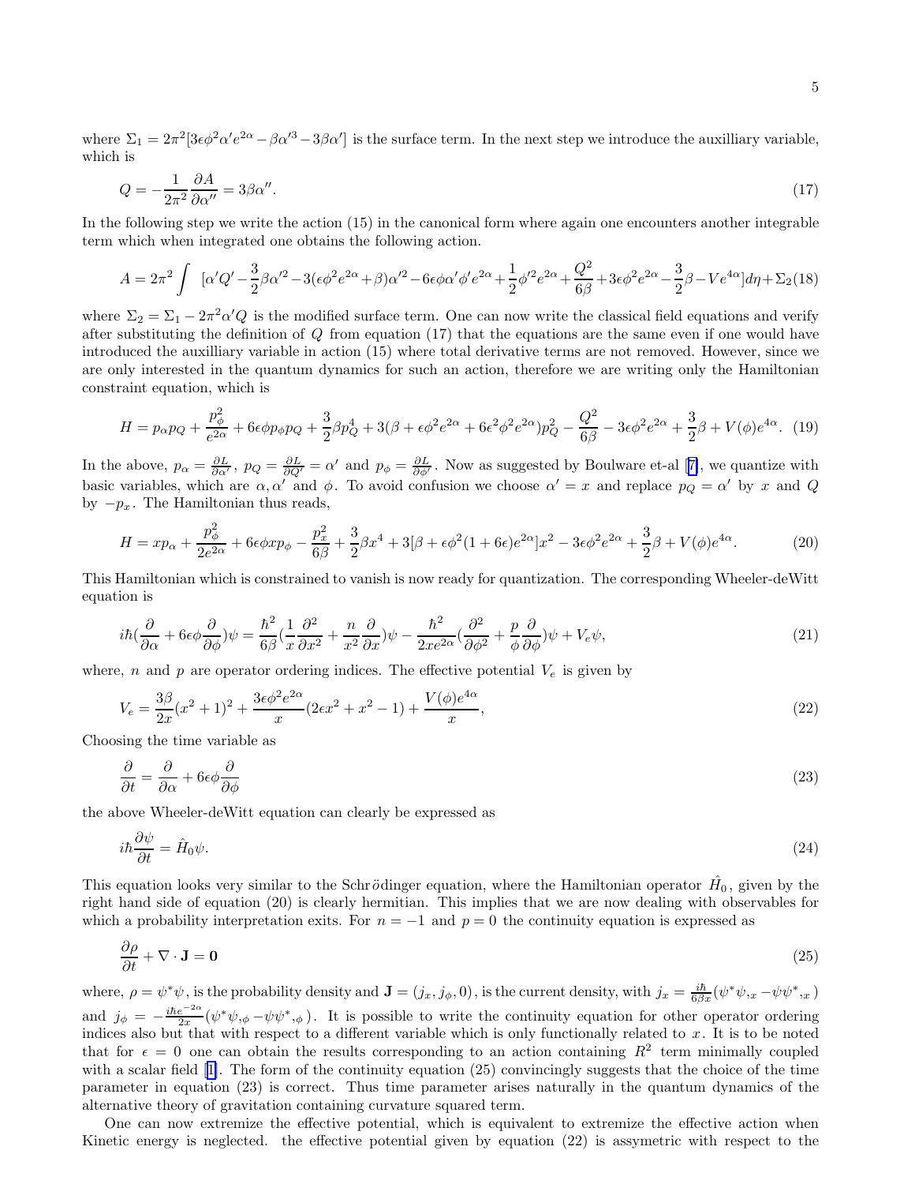where $\Sigma_1 = 2\pi^2[3\epsilon\phi^2\alpha' e^{2\alpha} - \beta\alpha'^3 - 3\beta\alpha']$ is the surface term. In the next step we introduce the auxilliary variable, which is

$$Q = -\frac{1}{2\pi^2}\frac{\partial A}{\partial \alpha''} = 3\beta\alpha''. \tag{17}$$

In the following step we write the action (15) in the canonical form where again one encounters another integrable term which when integrated one obtains the following action.

$$A = 2\pi^2 \int \left[\alpha' Q' - \frac{3}{2}\beta\alpha'^2 - 3(\epsilon\phi^2 e^{2\alpha} + \beta)\alpha'^2 - 6\epsilon\phi\alpha'\phi' e^{2\alpha} + \frac{1}{2}\phi'^2 e^{2\alpha} + \frac{Q^2}{6\beta} + 3\epsilon\phi^2 e^{2\alpha} - \frac{3}{2}\beta - V e^{4\alpha}\right] d\eta + \Sigma_2 \tag{18}$$

where $\Sigma_2 = \Sigma_1 - 2\pi^2\alpha' Q$ is the modified surface term. One can now write the classical field equations and verify after substituting the definition of $Q$ from equation (17) that the equations are the same even if one would have introduced the auxilliary variable in action (15) where total derivative terms are not removed. However, since we are only interested in the quantum dynamics for such an action, therefore we are writing only the Hamiltonian constraint equation, which is

$$H = p_\alpha p_Q + \frac{p_\phi^2}{e^{2\alpha}} + 6\epsilon\phi p_\phi p_Q + \frac{3}{2}\beta p_Q^4 + 3(\beta + \epsilon\phi^2 e^{2\alpha} + 6\epsilon^2\phi^2 e^{2\alpha}) p_Q^2 - \frac{Q^2}{6\beta} - 3\epsilon\phi^2 e^{2\alpha} + \frac{3}{2}\beta + V(\phi) e^{4\alpha}. \tag{19}$$

In the above, $p_\alpha = \frac{\partial L}{\partial \alpha'}$, $p_Q = \frac{\partial L}{\partial Q'} = \alpha'$ and $p_\phi = \frac{\partial L}{\partial \phi'}$. Now as suggested by Boulware et-al [7], we quantize with basic variables, which are $\alpha, \alpha'$ and $\phi$. To avoid confusion we choose $\alpha' = x$ and replace $p_Q = \alpha'$ by $x$ and $Q$ by $-p_x$. The Hamiltonian thus reads,

$$H = x p_\alpha + \frac{p_\phi^2}{2e^{2\alpha}} + 6\epsilon\phi x p_\phi - \frac{p_x^2}{6\beta} + \frac{3}{2}\beta x^4 + 3[\beta + \epsilon\phi^2(1 + 6\epsilon)e^{2\alpha}]x^2 - 3\epsilon\phi^2 e^{2\alpha} + \frac{3}{2}\beta + V(\phi) e^{4\alpha}. \tag{20}$$

This Hamiltonian which is constrained to vanish is now ready for quantization. The corresponding Wheeler-deWitt equation is

$$i\hbar\left(\frac{\partial}{\partial \alpha} + 6\epsilon\phi\frac{\partial}{\partial \phi}\right)\psi = \frac{\hbar^2}{6\beta}\left(\frac{1}{x}\frac{\partial^2}{\partial x^2} + \frac{n}{x^2}\frac{\partial}{\partial x}\right)\psi - \frac{\hbar^2}{2xe^{2\alpha}}\left(\frac{\partial^2}{\partial \phi^2} + \frac{p}{\phi}\frac{\partial}{\partial \phi}\right)\psi + V_e\psi, \tag{21}$$

where, $n$ and $p$ are operator ordering indices. The effective potential $V_e$ is given by

$$V_e = \frac{3\beta}{2x}(x^2 + 1)^2 + \frac{3\epsilon\phi^2 e^{2\alpha}}{x}(2\epsilon x^2 + x^2 - 1) + \frac{V(\phi)e^{4\alpha}}{x}, \tag{22}$$

Choosing the time variable as

$$\frac{\partial}{\partial t} = \frac{\partial}{\partial \alpha} + 6\epsilon\phi\frac{\partial}{\partial \phi} \tag{23}$$

the above Wheeler-deWitt equation can clearly be expressed as

$$i\hbar\frac{\partial \psi}{\partial t} = \hat{H}_0\psi. \tag{24}$$

This equation looks very similar to the Schrödinger equation, where the Hamiltonian operator $\hat{H}_0$, given by the right hand side of equation (20) is clearly hermitian. This implies that we are now dealing with observables for which a probability interpretation exits. For $n = -1$ and $p = 0$ the continuity equation is expressed as

$$\frac{\partial \rho}{\partial t} + \nabla \cdot \mathbf{J} = \mathbf{0} \tag{25}$$

where, $\rho = \psi^*\psi$, is the probability density and $\mathbf{J} = (j_x, j_\phi, 0)$, is the current density, with $j_x = \frac{i\hbar}{6\beta x}(\psi^*\psi_{,x} - \psi\psi^*_{,x})$ and $j_\phi = -\frac{i\hbar e^{-2\alpha}}{2x}(\psi^*\psi_{,\phi} - \psi\psi^*_{,\phi})$. It is possible to write the continuity equation for other operator ordering indices also but that with respect to a different variable which is only functionally related to $x$. It is to be noted that for $\epsilon = 0$ one can obtain the results corresponding to an action containing $R^2$ term minimally coupled with a scalar field [1]. The form of the continuity equation (25) convincingly suggests that the choice of the time parameter in equation (23) is correct. Thus time parameter arises naturally in the quantum dynamics of the alternative theory of gravitation containing curvature squared term.

One can now extremize the effective potential, which is equivalent to extremize the effective action when Kinetic energy is neglected. the effective potential given by equation (22) is assymetric with respect to the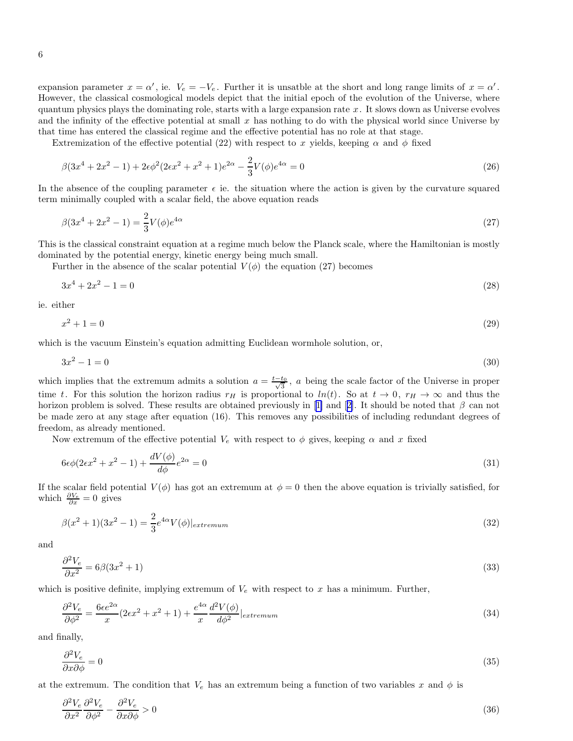expansion parameter $x = \alpha'$, ie. $V_e = -V_e$. Further it is unsatble at the short and long range limits of $x = \alpha'$. However, the classical cosmological models depict that the initial epoch of the evolution of the Universe, where quantum physics plays the dominating role, starts with a large expansion rate $x$. It slows down as Universe evolves and the infinity of the effective potential at small $x$ has nothing to do with the physical world since Universe by that time has entered the classical regime and the effective potential has no role at that stage.

Extremization of the effective potential (22) with respect to $x$ yields, keeping $\alpha$ and $\phi$ fixed

$$\beta(3x^4 + 2x^2 - 1) + 2\epsilon\phi^2(2\epsilon x^2 + x^2 + 1)e^{2\alpha} - \frac{2}{3}V(\phi)e^{4\alpha} = 0 \tag{26}$$

In the absence of the coupling parameter $\epsilon$ ie. the situation where the action is given by the curvature squared term minimally coupled with a scalar field, the above equation reads

$$\beta(3x^4 + 2x^2 - 1) = \frac{2}{3}V(\phi)e^{4\alpha} \tag{27}$$

This is the classical constraint equation at a regime much below the Planck scale, where the Hamiltonian is mostly dominated by the potential energy, kinetic energy being much small.

Further in the absence of the scalar potential $V(\phi)$ the equation (27) becomes

$$3x^4 + 2x^2 - 1 = 0 \tag{28}$$

ie. either

$$x^2 + 1 = 0 \tag{29}$$

which is the vacuum Einstein's equation admitting Euclidean wormhole solution, or,

$$3x^2 - 1 = 0 \tag{30}$$

which implies that the extremum admits a solution $a = \frac{t-t_0}{\sqrt{3}}$, $a$ being the scale factor of the Universe in proper time $t$. For this solution the horizon radius $r_H$ is proportional to $ln(t)$. So at $t \to 0$, $r_H \to \infty$ and thus the horizon problem is solved. These results are obtained previously in [1] and [2]. It should be noted that $\beta$ can not be made zero at any stage after equation (16). This removes any possibilities of including redundant degrees of freedom, as already mentioned.

Now extremum of the effective potential $V_e$ with respect to $\phi$ gives, keeping $\alpha$ and $x$ fixed

$$6\epsilon\phi(2\epsilon x^2 + x^2 - 1) + \frac{dV(\phi)}{d\phi}e^{2\alpha} = 0 \tag{31}$$

If the scalar field potential $V(\phi)$ has got an extremum at $\phi = 0$ then the above equation is trivially satisfied, for which $\frac{\partial V_e}{\partial x} = 0$ gives

$$\beta(x^2 + 1)(3x^2 - 1) = \frac{2}{3}e^{4\alpha}V(\phi)|_{extremum} \tag{32}$$

and

$$\frac{\partial^2 V_e}{\partial x^2} = 6\beta(3x^2 + 1) \tag{33}$$

which is positive definite, implying extremum of $V_e$ with respect to $x$ has a minimum. Further,

$$\frac{\partial^2 V_e}{\partial \phi^2} = \frac{6\epsilon e^{2\alpha}}{x}(2\epsilon x^2 + x^2 + 1) + \frac{e^{4\alpha}}{x}\frac{d^2V(\phi)}{d\phi^2}|_{extremum} \tag{34}$$

and finally,

$$\frac{\partial^2 V_e}{\partial x \partial \phi} = 0 \tag{35}$$

at the extremum. The condition that $V_e$ has an extremum being a function of two variables $x$ and $\phi$ is

$$\frac{\partial^2 V_e}{\partial x^2}\frac{\partial^2 V_e}{\partial \phi^2} - \frac{\partial^2 V_e}{\partial x \partial \phi} > 0 \tag{36}$$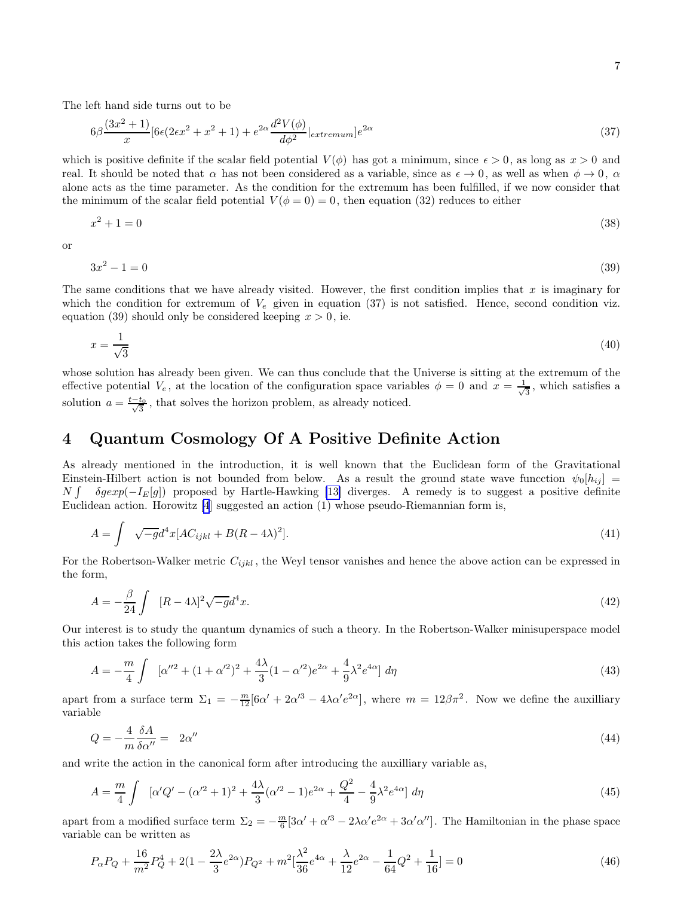The left hand side turns out to be

$$6\beta\frac{(3x^2+1)}{x}[6\epsilon(2\epsilon x^2+x^2+1)+e^{2\alpha}\frac{d^2V(\phi)}{d\phi^2}|_{extremum}]e^{2\alpha} \tag{37}$$

which is positive definite if the scalar field potential $V(\phi)$ has got a minimum, since $\epsilon > 0$, as long as $x > 0$ and real. It should be noted that $\alpha$ has not been considered as a variable, since as $\epsilon \to 0$, as well as when $\phi \to 0$, $\alpha$ alone acts as the time parameter. As the condition for the extremum has been fulfilled, if we now consider that the minimum of the scalar field potential $V(\phi = 0) = 0$, then equation (32) reduces to either

$$x^2 + 1 = 0 \tag{38}$$

or

$$3x^2 - 1 = 0 \tag{39}$$

The same conditions that we have already visited. However, the first condition implies that $x$ is imaginary for which the condition for extremum of $V_e$ given in equation (37) is not satisfied. Hence, second condition viz. equation (39) should only be considered keeping $x > 0$, ie.

$$x = \frac{1}{\sqrt{3}} \tag{40}$$

whose solution has already been given. We can thus conclude that the Universe is sitting at the extremum of the effective potential $V_e$, at the location of the configuration space variables $\phi = 0$ and $x = \frac{1}{\sqrt{3}}$, which satisfies a solution $a = \frac{t-t_0}{\sqrt{3}}$, that solves the horizon problem, as already noticed.

## 4 Quantum Cosmology Of A Positive Definite Action

As already mentioned in the introduction, it is well known that the Euclidean form of the Gravitational Einstein-Hilbert action is not bounded from below. As a result the ground state wave funcction $\psi_0[h_{ij}] = N\int \delta g exp(-I_E[g])$ proposed by Hartle-Hawking [13] diverges. A remedy is to suggest a positive definite Euclidean action. Horowitz [4] suggested an action (1) whose pseudo-Riemannian form is,

$$A = \int \sqrt{-g}d^4x[AC_{ijkl} + B(R-4\lambda)^2]. \tag{41}$$

For the Robertson-Walker metric $C_{ijkl}$, the Weyl tensor vanishes and hence the above action can be expressed in the form,

$$A = -\frac{\beta}{24}\int [R-4\lambda]^2\sqrt{-g}d^4x. \tag{42}$$

Our interest is to study the quantum dynamics of such a theory. In the Robertson-Walker minisuperspace model this action takes the following form

$$A = -\frac{m}{4}\int [\alpha''^2 + (1+\alpha'^2)^2 + \frac{4\lambda}{3}(1-\alpha'^2)e^{2\alpha} + \frac{4}{9}\lambda^2 e^{4\alpha}]\ d\eta \tag{43}$$

apart from a surface term $\Sigma_1 = -\frac{m}{12}[6\alpha' + 2\alpha'^3 - 4\lambda\alpha' e^{2\alpha}]$, where $m = 12\beta\pi^2$. Now we define the auxilliary variable

$$Q = -\frac{4}{m}\frac{\delta A}{\delta\alpha''} = 2\alpha'' \tag{44}$$

and write the action in the canonical form after introducing the auxilliary variable as,

$$A = \frac{m}{4}\int [\alpha' Q' - (\alpha'^2+1)^2 + \frac{4\lambda}{3}(\alpha'^2-1)e^{2\alpha} + \frac{Q^2}{4} - \frac{4}{9}\lambda^2 e^{4\alpha}]\ d\eta \tag{45}$$

apart from a modified surface term $\Sigma_2 = -\frac{m}{6}[3\alpha' + \alpha'^3 - 2\lambda\alpha' e^{2\alpha} + 3\alpha'\alpha'']$. The Hamiltonian in the phase space variable can be written as

$$P_\alpha P_Q + \frac{16}{m^2}P_Q^4 + 2(1-\frac{2\lambda}{3}e^{2\alpha})P_{Q^2} + m^2[\frac{\lambda^2}{36}e^{4\alpha} + \frac{\lambda}{12}e^{2\alpha} - \frac{1}{64}Q^2 + \frac{1}{16}] = 0 \tag{46}$$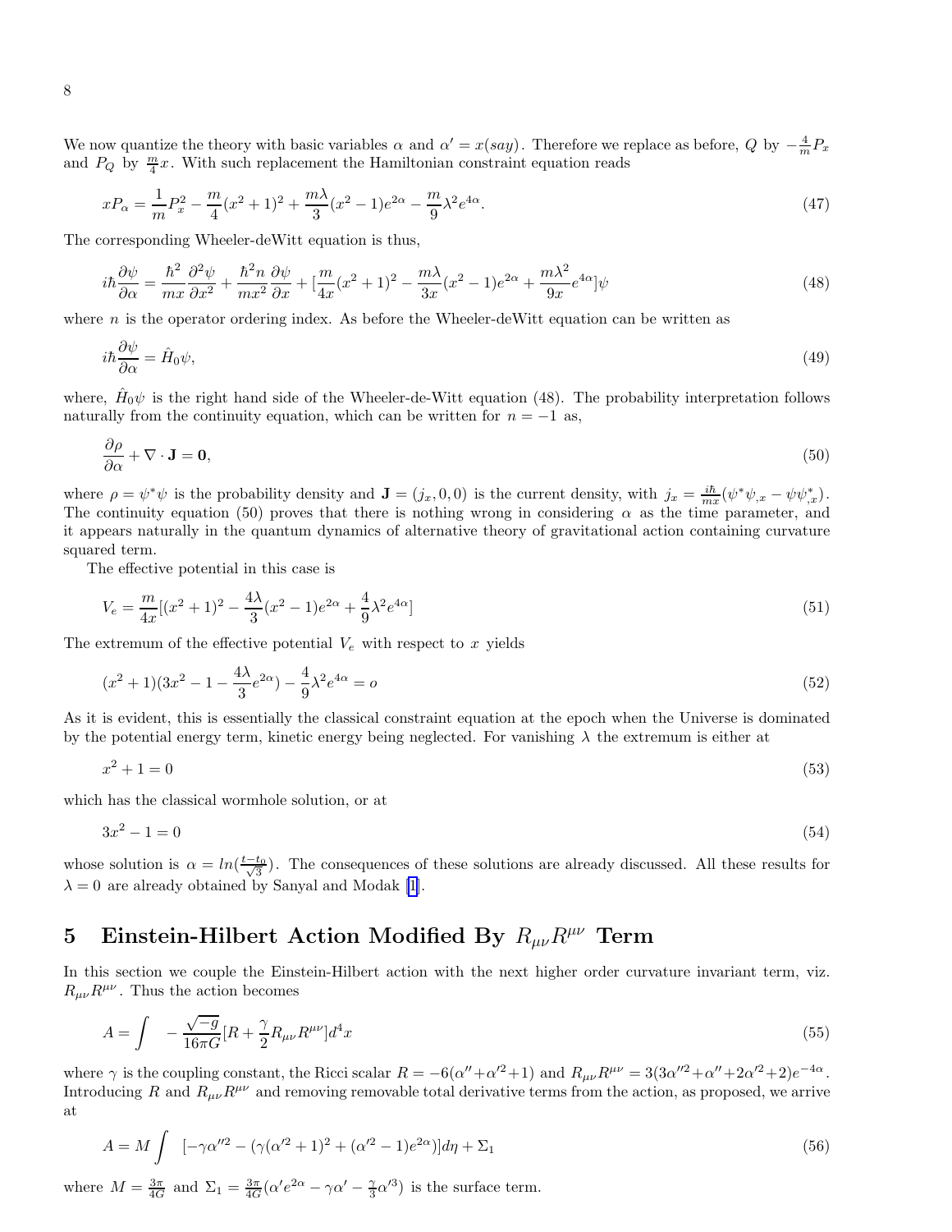We now quantize the theory with basic variables $\alpha$ and $\alpha' = x(say)$. Therefore we replace as before, $Q$ by $-\frac{4}{m}P_x$ and $P_Q$ by $\frac{m}{4}x$. With such replacement the Hamiltonian constraint equation reads

$$xP_\alpha = \frac{1}{m}P_x^2 - \frac{m}{4}(x^2+1)^2 + \frac{m\lambda}{3}(x^2-1)e^{2\alpha} - \frac{m}{9}\lambda^2 e^{4\alpha}. \tag{47}$$

The corresponding Wheeler-deWitt equation is thus,

$$i\hbar\frac{\partial\psi}{\partial\alpha} = \frac{\hbar^2}{mx}\frac{\partial^2\psi}{\partial x^2} + \frac{\hbar^2 n}{mx^2}\frac{\partial\psi}{\partial x} + [\frac{m}{4x}(x^2+1)^2 - \frac{m\lambda}{3x}(x^2-1)e^{2\alpha} + \frac{m\lambda^2}{9x}e^{4\alpha}]\psi \tag{48}$$

where $n$ is the operator ordering index. As before the Wheeler-deWitt equation can be written as

$$i\hbar\frac{\partial\psi}{\partial\alpha} = \hat{H}_0\psi, \tag{49}$$

where, $\hat{H}_0\psi$ is the right hand side of the Wheeler-de-Witt equation (48). The probability interpretation follows naturally from the continuity equation, which can be written for $n=-1$ as,

$$\frac{\partial\rho}{\partial\alpha} + \nabla\cdot\mathbf{J} = \mathbf{0}, \tag{50}$$

where $\rho = \psi^*\psi$ is the probability density and $\mathbf{J} = (j_x, 0, 0)$ is the current density, with $j_x = \frac{i\hbar}{mx}(\psi^*\psi_{,x} - \psi\psi^*_{,x})$. The continuity equation (50) proves that there is nothing wrong in considering $\alpha$ as the time parameter, and it appears naturally in the quantum dynamics of alternative theory of gravitational action containing curvature squared term.

The effective potential in this case is

$$V_e = \frac{m}{4x}[(x^2+1)^2 - \frac{4\lambda}{3}(x^2-1)e^{2\alpha} + \frac{4}{9}\lambda^2 e^{4\alpha}] \tag{51}$$

The extremum of the effective potential $V_e$ with respect to $x$ yields

$$(x^2+1)(3x^2-1-\frac{4\lambda}{3}e^{2\alpha}) - \frac{4}{9}\lambda^2 e^{4\alpha} = o \tag{52}$$

As it is evident, this is essentially the classical constraint equation at the epoch when the Universe is dominated by the potential energy term, kinetic energy being neglected. For vanishing $\lambda$ the extremum is either at

$$x^2+1=0 \tag{53}$$

which has the classical wormhole solution, or at

$$3x^2-1=0 \tag{54}$$

whose solution is $\alpha = ln(\frac{t-t_0}{\sqrt{3}})$. The consequences of these solutions are already discussed. All these results for $\lambda = 0$ are already obtained by Sanyal and Modak [1].

## 5 Einstein-Hilbert Action Modified By $R_{\mu\nu}R^{\mu\nu}$ Term

In this section we couple the Einstein-Hilbert action with the next higher order curvature invariant term, viz. $R_{\mu\nu}R^{\mu\nu}$. Thus the action becomes

$$A = \int -\frac{\sqrt{-g}}{16\pi G}[R + \frac{\gamma}{2}R_{\mu\nu}R^{\mu\nu}]d^4x \tag{55}$$

where $\gamma$ is the coupling constant, the Ricci scalar $R = -6(\alpha''+\alpha'^2+1)$ and $R_{\mu\nu}R^{\mu\nu} = 3(3\alpha''^2+\alpha''+2\alpha'^2+2)e^{-4\alpha}$. Introducing $R$ and $R_{\mu\nu}R^{\mu\nu}$ and removing removable total derivative terms from the action, as proposed, we arrive at

$$A = M\int [-\gamma\alpha''^2 - (\gamma(\alpha'^2+1)^2 + (\alpha'^2-1)e^{2\alpha})]d\eta + \Sigma_1 \tag{56}$$

where $M = \frac{3\pi}{4G}$ and $\Sigma_1 = \frac{3\pi}{4G}(\alpha' e^{2\alpha} - \gamma\alpha' - \frac{\gamma}{3}\alpha'^3)$ is the surface term.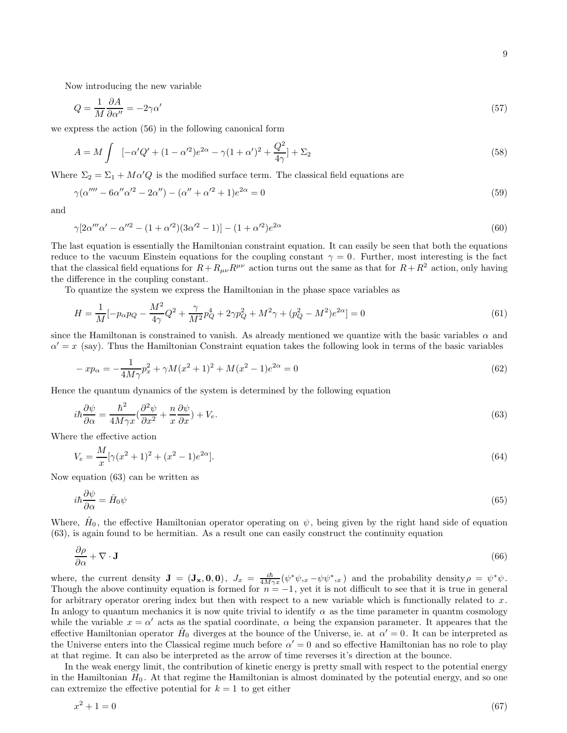Now introducing the new variable

$$Q = \frac{1}{M}\frac{\partial A}{\partial \alpha''} = -2\gamma\alpha' \tag{57}$$

we express the action (56) in the following canonical form

$$A = M\int \;\; [-\alpha' Q' + (1-\alpha'^2)e^{2\alpha} - \gamma(1+\alpha')^2 + \frac{Q^2}{4\gamma}] + \Sigma_2 \tag{58}$$

Where $\Sigma_2 = \Sigma_1 + M\alpha' Q$ is the modified surface term. The classical field equations are

$$\gamma(\alpha'''' - 6\alpha''\alpha'^2 - 2\alpha'') - (\alpha'' + \alpha'^2 + 1)e^{2\alpha} = 0 \tag{59}$$

and

$$\gamma[2\alpha'''\alpha' - \alpha''^2 - (1+\alpha'^2)(3\alpha'^2 - 1)] - (1+\alpha'^2)e^{2\alpha} \tag{60}$$

The last equation is essentially the Hamiltonian constraint equation. It can easily be seen that both the equations reduce to the vacuum Einstein equations for the coupling constant $\gamma = 0$. Further, most interesting is the fact that the classical field equations for $R + R_{\mu\nu}R^{\mu\nu}$ action turns out the same as that for $R + R^2$ action, only having the difference in the coupling constant.

To quantize the system we express the Hamiltonian in the phase space variables as

$$H = \frac{1}{M}[-p_\alpha p_Q - \frac{M^2}{4\gamma}Q^2 + \frac{\gamma}{M^2}p_Q^4 + 2\gamma p_Q^2 + M^2\gamma + (p_Q^2 - M^2)e^{2\alpha}] = 0 \tag{61}$$

since the Hamiltonan is constrained to vanish. As already mentioned we quantize with the basic variables $\alpha$ and $\alpha' = x$ (say). Thus the Hamiltonian Constraint equation takes the following look in terms of the basic variables

$$-xp_\alpha = -\frac{1}{4M\gamma}p_x^2 + \gamma M(x^2+1)^2 + M(x^2-1)e^{2\alpha} = 0 \tag{62}$$

Hence the quantum dynamics of the system is determined by the following equation

$$i\hbar\frac{\partial \psi}{\partial \alpha} = \frac{\hbar^2}{4M\gamma x}(\frac{\partial^2 \psi}{\partial x^2} + \frac{n}{x}\frac{\partial \psi}{\partial x}) + V_e. \tag{63}$$

Where the effective action

$$V_e = \frac{M}{x}[\gamma(x^2+1)^2 + (x^2-1)e^{2\alpha}]. \tag{64}$$

Now equation (63) can be written as

$$i\hbar\frac{\partial \psi}{\partial \alpha} = \hat{H}_0\psi \tag{65}$$

Where, $\hat{H}_0$, the effective Hamiltonian operator operating on $\psi$, being given by the right hand side of equation (63), is again found to be hermitian. As a result one can easily construct the continuity equation

$$\frac{\partial \rho}{\partial \alpha} + \nabla\cdot\mathbf{J} \tag{66}$$

where, the current density $\mathbf{J} = (\mathbf{J_x}, \mathbf{0}, \mathbf{0})$, $J_x = \frac{i\hbar}{4M\gamma x}(\psi^*\psi,_x - \psi\psi^*,_x)$ and the probability density $\rho = \psi^*\psi$. Though the above continuity equation is formed for $n = -1$, yet it is not difficult to see that it is true in general for arbitrary operator orering index but then with respect to a new variable which is functionally related to $x$. In anlogy to quantum mechanics it is now quite trivial to identify $\alpha$ as the time parameter in quantm cosmology while the variable $x = \alpha'$ acts as the spatial coordinate, $\alpha$ being the expansion parameter. It appeares that the effective Hamiltonian operator $\hat{H}_0$ diverges at the bounce of the Universe, ie. at $\alpha' = 0$. It can be interpreted as the Universe enters into the Classical regime much before $\alpha' = 0$ and so effective Hamiltonian has no role to play at that regime. It can also be interpreted as the arrow of time reverses it's direction at the bounce.

In the weak energy limit, the contribution of kinetic energy is pretty small with respect to the potential energy in the Hamiltonian $H_0$. At that regime the Hamiltonian is almost dominated by the potential energy, and so one can extremize the effective potential for $k = 1$ to get either

$$x^2 + 1 = 0 \tag{67}$$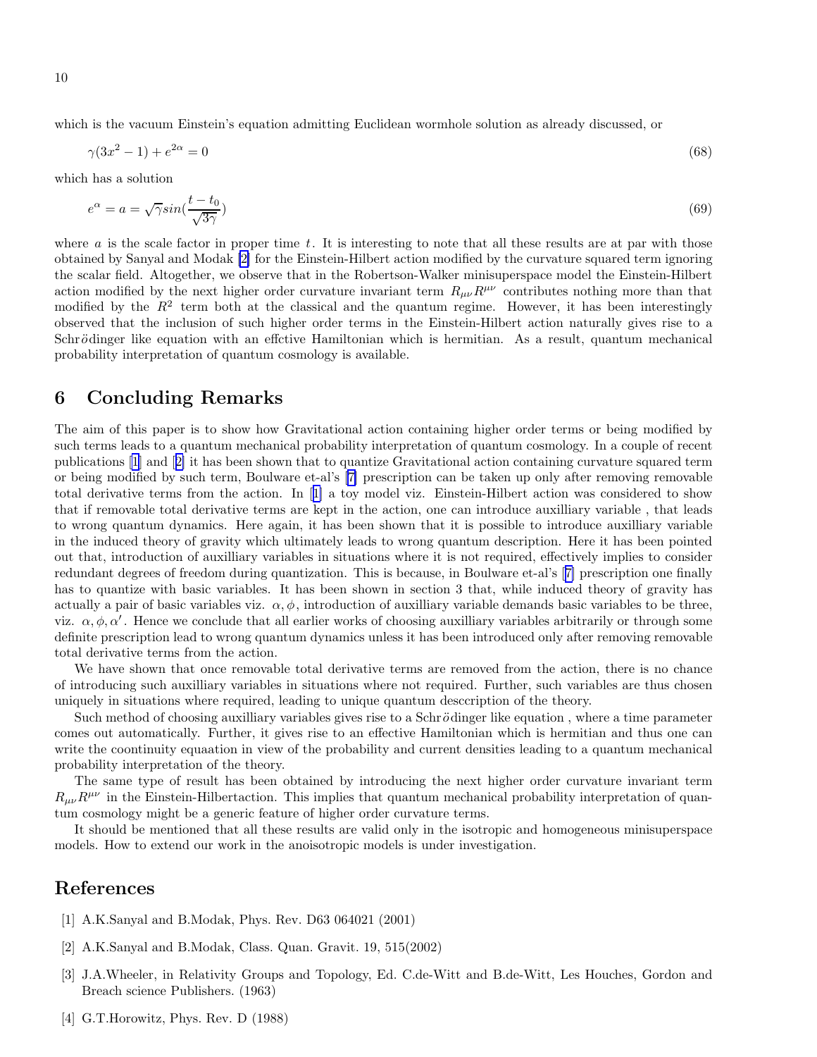which is the vacuum Einstein's equation admitting Euclidean wormhole solution as already discussed, or

$$\gamma(3x^2 - 1) + e^{2\alpha} = 0 \tag{68}$$

which has a solution

$$e^{\alpha} = a = \sqrt{\gamma} sin(\frac{t - t_0}{\sqrt{3\gamma}}) \tag{69}$$

where $a$ is the scale factor in proper time $t$. It is interesting to note that all these results are at par with those obtained by Sanyal and Modak [2] for the Einstein-Hilbert action modified by the curvature squared term ignoring the scalar field. Altogether, we observe that in the Robertson-Walker minisuperspace model the Einstein-Hilbert action modified by the next higher order curvature invariant term $R_{\mu\nu}R^{\mu\nu}$ contributes nothing more than that modified by the $R^2$ term both at the classical and the quantum regime. However, it has been interestingly observed that the inclusion of such higher order terms in the Einstein-Hilbert action naturally gives rise to a Schrödinger like equation with an effctive Hamiltonian which is hermitian. As a result, quantum mechanical probability interpretation of quantum cosmology is available.

## 6 Concluding Remarks

The aim of this paper is to show how Gravitational action containing higher order terms or being modified by such terms leads to a quantum mechanical probability interpretation of quantum cosmology. In a couple of recent publications [1] and [2] it has been shown that to quantize Gravitational action containing curvature squared term or being modified by such term, Boulware et-al's [7] prescription can be taken up only after removing removable total derivative terms from the action. In [1] a toy model viz. Einstein-Hilbert action was considered to show that if removable total derivative terms are kept in the action, one can introduce auxilliary variable , that leads to wrong quantum dynamics. Here again, it has been shown that it is possible to introduce auxilliary variable in the induced theory of gravity which ultimately leads to wrong quantum description. Here it has been pointed out that, introduction of auxilliary variables in situations where it is not required, effectively implies to consider redundant degrees of freedom during quantization. This is because, in Boulware et-al's [7] prescription one finally has to quantize with basic variables. It has been shown in section 3 that, while induced theory of gravity has actually a pair of basic variables viz. $\alpha, \phi$, introduction of auxilliary variable demands basic variables to be three, viz. $\alpha, \phi, \alpha'$. Hence we conclude that all earlier works of choosing auxilliary variables arbitrarily or through some definite prescription lead to wrong quantum dynamics unless it has been introduced only after removing removable total derivative terms from the action.

We have shown that once removable total derivative terms are removed from the action, there is no chance of introducing such auxilliary variables in situations where not required. Further, such variables are thus chosen uniquely in situations where required, leading to unique quantum desccription of the theory.

Such method of choosing auxilliary variables gives rise to a Schrödinger like equation , where a time parameter comes out automatically. Further, it gives rise to an effective Hamiltonian which is hermitian and thus one can write the coontinuity equaation in view of the probability and current densities leading to a quantum mechanical probability interpretation of the theory.

The same type of result has been obtained by introducing the next higher order curvature invariant term $R_{\mu\nu}R^{\mu\nu}$ in the Einstein-Hilbertaction. This implies that quantum mechanical probability interpretation of quantum cosmology might be a generic feature of higher order curvature terms.

It should be mentioned that all these results are valid only in the isotropic and homogeneous minisuperspace models. How to extend our work in the anoisotropic models is under investigation.

## References

[1] A.K.Sanyal and B.Modak, Phys. Rev. D63 064021 (2001)

[2] A.K.Sanyal and B.Modak, Class. Quan. Gravit. 19, 515(2002)

[3] J.A.Wheeler, in Relativity Groups and Topology, Ed. C.de-Witt and B.de-Witt, Les Houches, Gordon and Breach science Publishers. (1963)

[4] G.T.Horowitz, Phys. Rev. D (1988)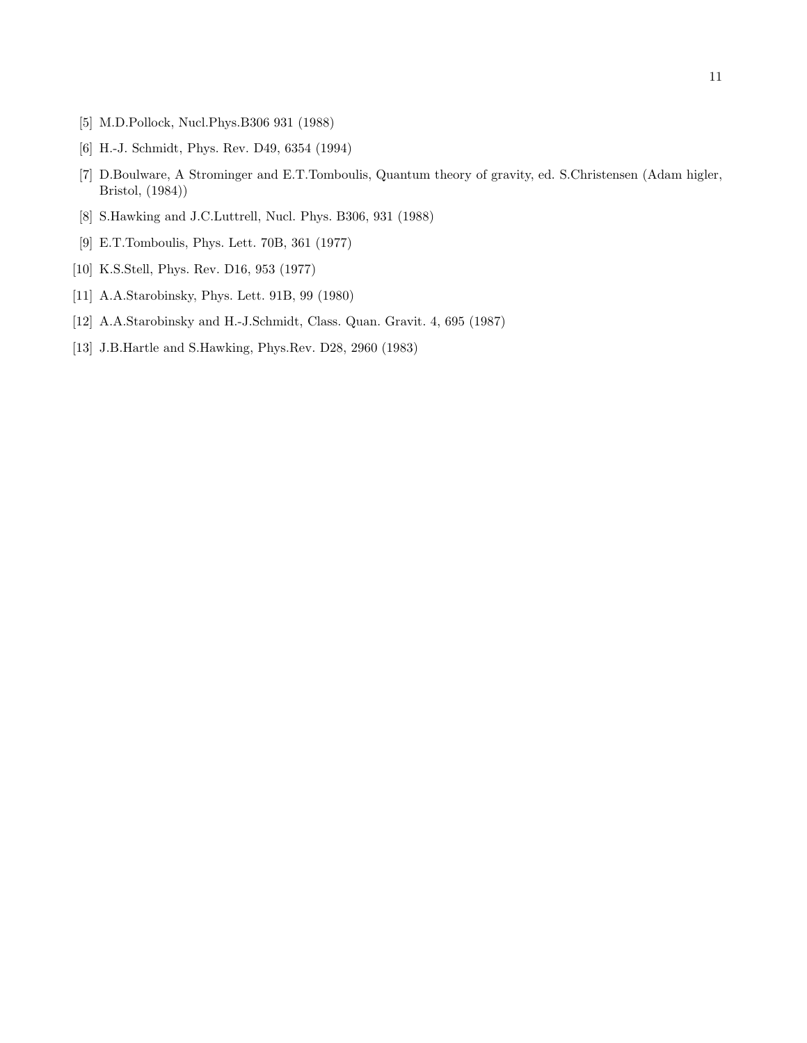[5] M.D.Pollock, Nucl.Phys.B306 931 (1988)

[6] H.-J. Schmidt, Phys. Rev. D49, 6354 (1994)

[7] D.Boulware, A Strominger and E.T.Tomboulis, Quantum theory of gravity, ed. S.Christensen (Adam higler, Bristol, (1984))

[8] S.Hawking and J.C.Luttrell, Nucl. Phys. B306, 931 (1988)

[9] E.T.Tomboulis, Phys. Lett. 70B, 361 (1977)

[10] K.S.Stell, Phys. Rev. D16, 953 (1977)

[11] A.A.Starobinsky, Phys. Lett. 91B, 99 (1980)

[12] A.A.Starobinsky and H.-J.Schmidt, Class. Quan. Gravit. 4, 695 (1987)

[13] J.B.Hartle and S.Hawking, Phys.Rev. D28, 2960 (1983)